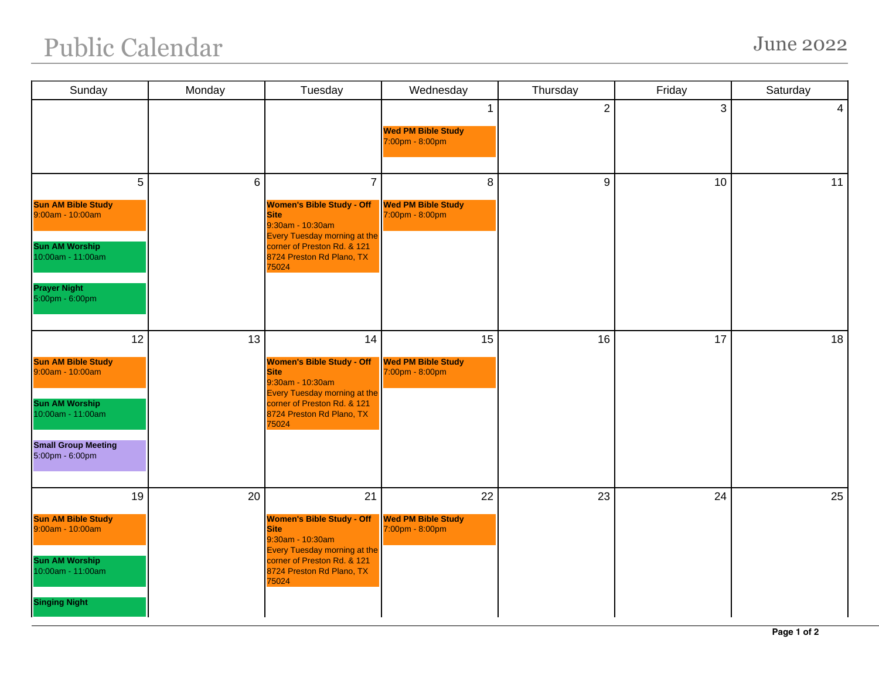# Public Calendar

## June 2022

| Sunday | Monday | Tuesday | Wednesday | Thursday | Friday | Saturday |
|---|---|---|---|---|---|---|
| | | | 1<br>**Wed PM Bible Study**<br>7:00pm - 8:00pm | 2 | 3 | 4 |
| 5<br>**Sun AM Bible Study**<br>9:00am - 10:00am<br>**Sun AM Worship**<br>10:00am - 11:00am<br>**Prayer Night**<br>5:00pm - 6:00pm | 6 | 7<br>**Women's Bible Study - Off Site**<br>9:30am - 10:30am<br>Every Tuesday morning at the corner of Preston Rd. & 121 8724 Preston Rd Plano, TX 75024 | 8<br>**Wed PM Bible Study**<br>7:00pm - 8:00pm | 9 | 10 | 11 |
| 12<br>**Sun AM Bible Study**<br>9:00am - 10:00am<br>**Sun AM Worship**<br>10:00am - 11:00am<br>**Small Group Meeting**<br>5:00pm - 6:00pm | 13 | 14<br>**Women's Bible Study - Off Site**<br>9:30am - 10:30am<br>Every Tuesday morning at the corner of Preston Rd. & 121 8724 Preston Rd Plano, TX 75024 | 15<br>**Wed PM Bible Study**<br>7:00pm - 8:00pm | 16 | 17 | 18 |
| 19<br>**Sun AM Bible Study**<br>9:00am - 10:00am<br>**Sun AM Worship**<br>10:00am - 11:00am<br>**Singing Night** | 20 | 21<br>**Women's Bible Study - Off Site**<br>9:30am - 10:30am<br>Every Tuesday morning at the corner of Preston Rd. & 121 8724 Preston Rd Plano, TX 75024 | 22<br>**Wed PM Bible Study**<br>7:00pm - 8:00pm | 23 | 24 | 25 |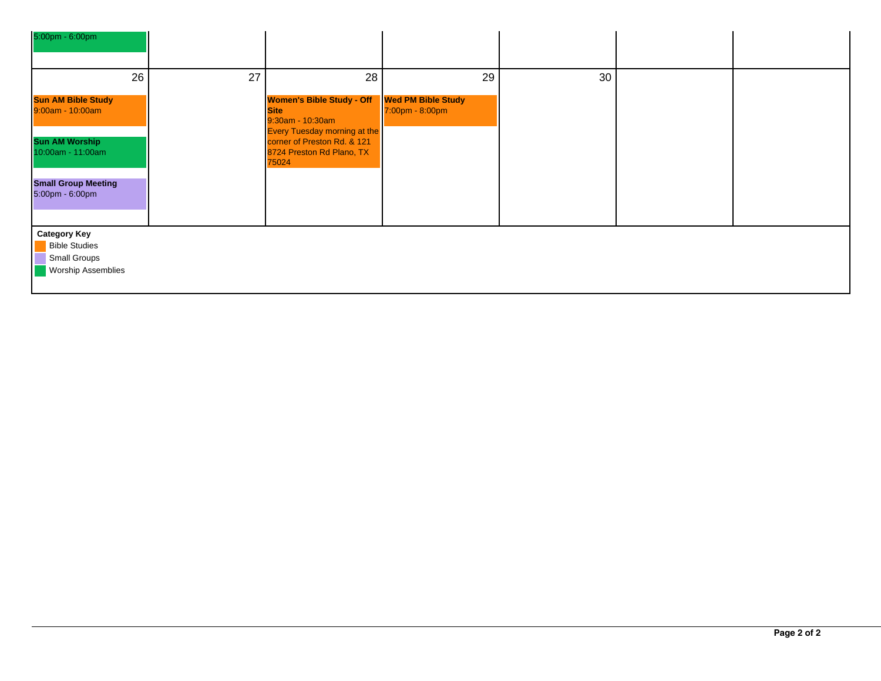| | | | | | | |
|---|---|---|---|---|---|---|
| 5:00pm - 6:00pm | | | | | | |
| 26<br><br>**Sun AM Bible Study**<br>9:00am - 10:00am<br><br>**Sun AM Worship**<br>10:00am - 11:00am<br><br>**Small Group Meeting**<br>5:00pm - 6:00pm | 27 | 28<br><br>**Women's Bible Study - Off Site**<br>9:30am - 10:30am<br>Every Tuesday morning at the corner of Preston Rd. & 121 8724 Preston Rd Plano, TX 75024 | 29<br><br>**Wed PM Bible Study**<br>7:00pm - 8:00pm | 30 | | |

**Category Key**

- Bible Studies
- Small Groups
- Worship Assemblies